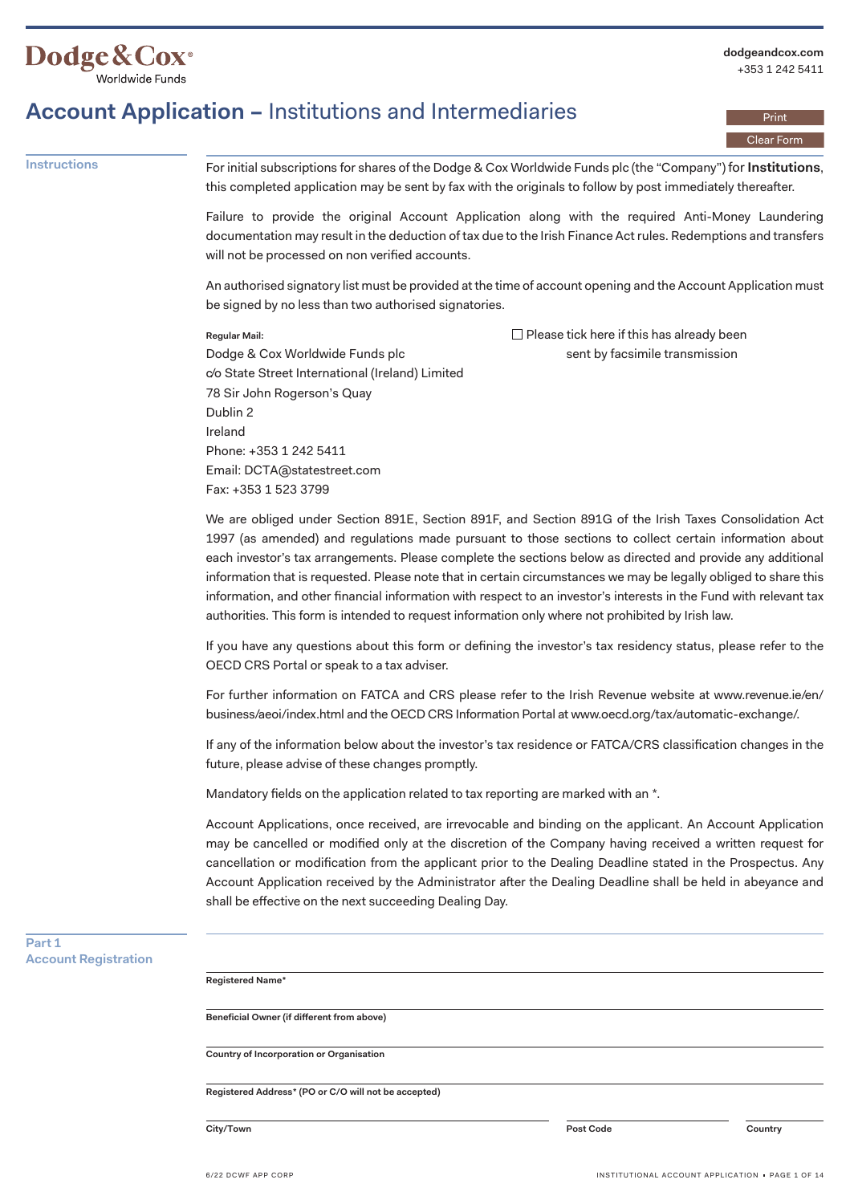Dodge & Cox® Worldwide Funds

dodgeandcox.com
+353 1 242 5411

# Account Application – Institutions and Intermediaries

## Instructions

For initial subscriptions for shares of the Dodge & Cox Worldwide Funds plc (the "Company") for **Institutions**, this completed application may be sent by fax with the originals to follow by post immediately thereafter.

Failure to provide the original Account Application along with the required Anti-Money Laundering documentation may result in the deduction of tax due to the Irish Finance Act rules. Redemptions and transfers will not be processed on non verified accounts.

An authorised signatory list must be provided at the time of account opening and the Account Application must be signed by no less than two authorised signatories.

**Regular Mail:**
Dodge & Cox Worldwide Funds plc
c/o State Street International (Ireland) Limited
78 Sir John Rogerson's Quay
Dublin 2
Ireland
Phone: +353 1 242 5411
Email: DCTA@statestreet.com
Fax: +353 1 523 3799

☐ Please tick here if this has already been sent by facsimile transmission

We are obliged under Section 891E, Section 891F, and Section 891G of the Irish Taxes Consolidation Act 1997 (as amended) and regulations made pursuant to those sections to collect certain information about each investor's tax arrangements. Please complete the sections below as directed and provide any additional information that is requested. Please note that in certain circumstances we may be legally obliged to share this information, and other financial information with respect to an investor's interests in the Fund with relevant tax authorities. This form is intended to request information only where not prohibited by Irish law.

If you have any questions about this form or defining the investor's tax residency status, please refer to the OECD CRS Portal or speak to a tax adviser.

For further information on FATCA and CRS please refer to the Irish Revenue website at www.revenue.ie/en/business/aeoi/index.html and the OECD CRS Information Portal at www.oecd.org/tax/automatic-exchange/.

If any of the information below about the investor's tax residence or FATCA/CRS classification changes in the future, please advise of these changes promptly.

Mandatory fields on the application related to tax reporting are marked with an *.

Account Applications, once received, are irrevocable and binding on the applicant. An Account Application may be cancelled or modified only at the discretion of the Company having received a written request for cancellation or modification from the applicant prior to the Dealing Deadline stated in the Prospectus. Any Account Application received by the Administrator after the Dealing Deadline shall be held in abeyance and shall be effective on the next succeeding Dealing Day.

## Part 1 Account Registration

**Registered Name***
______________________________

**Beneficial Owner (if different from above)**
______________________________

**Country of Incorporation or Organisation**
______________________________

**Registered Address* (PO or C/O will not be accepted)**
______________________________

| **City/Town** | **Post Code** | **Country** |
|---|---|---|
| | | |

6/22 DCWF APP CORP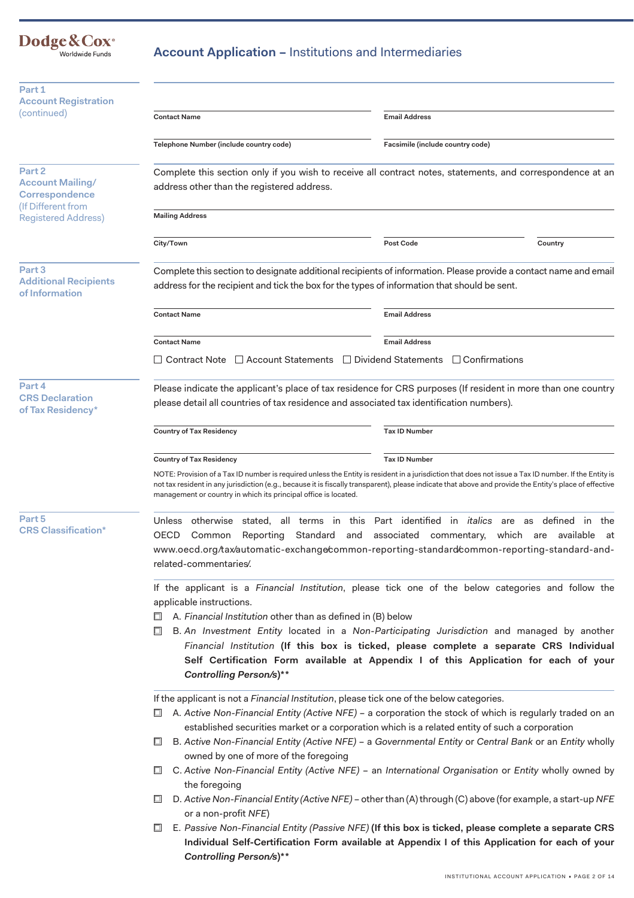Dodge & Cox® Worldwide Funds

# Account Application – Institutions and Intermediaries

## Part 1 Account Registration (continued)

Contact Name

Email Address

Telephone Number (include country code)

Facsimile (include country code)

## Part 2 Account Mailing/ Correspondence (If Different from Registered Address)

Complete this section only if you wish to receive all contract notes, statements, and correspondence at an address other than the registered address.

Mailing Address

City/Town

Post Code

Country

## Part 3 Additional Recipients of Information

Complete this section to designate additional recipients of information. Please provide a contact name and email address for the recipient and tick the box for the types of information that should be sent.

Contact Name

Email Address

Contact Name

Email Address

☐ Contract Note ☐ Account Statements ☐ Dividend Statements ☐ Confirmations

## Part 4 CRS Declaration of Tax Residency*

Please indicate the applicant's place of tax residence for CRS purposes (If resident in more than one country please detail all countries of tax residence and associated tax identification numbers).

Country of Tax Residency

Tax ID Number

Country of Tax Residency

Tax ID Number

NOTE: Provision of a Tax ID number is required unless the Entity is resident in a jurisdiction that does not issue a Tax ID number. If the Entity is not tax resident in any jurisdiction (e.g., because it is fiscally transparent), please indicate that above and provide the Entity's place of effective management or country in which its principal office is located.

## Part 5 CRS Classification*

Unless otherwise stated, all terms in this Part identified in *italics* are as defined in the OECD Common Reporting Standard and associated commentary, which are available at www.oecd.org/tax/automatic-exchange/common-reporting-standard/common-reporting-standard-and-related-commentaries/.

If the applicant is a *Financial Institution*, please tick one of the below categories and follow the applicable instructions.

☐ A. *Financial Institution* other than as defined in (B) below

☐ B. *An Investment Entity* located in a *Non-Participating Jurisdiction* and managed by another *Financial Institution* **(If this box is ticked, please complete a separate CRS Individual Self Certification Form available at Appendix I of this Application for each of your *Controlling Person/s*)****

If the applicant is not a *Financial Institution*, please tick one of the below categories.

☐ A. *Active Non-Financial Entity (Active NFE)* – a corporation the stock of which is regularly traded on an established securities market or a corporation which is a related entity of such a corporation

☐ B. *Active Non-Financial Entity (Active NFE)* – a *Governmental Entity* or *Central Bank* or an *Entity* wholly owned by one of more of the foregoing

☐ C. *Active Non-Financial Entity (Active NFE)* – an *International Organisation* or *Entity* wholly owned by the foregoing

☐ D. *Active Non-Financial Entity (Active NFE)* – other than (A) through (C) above (for example, a start-up *NFE* or a non-profit *NFE*)

☐ E. *Passive Non-Financial Entity (Passive NFE)* **(If this box is ticked, please complete a separate CRS Individual Self-Certification Form available at Appendix I of this Application for each of your *Controlling Person/s*)****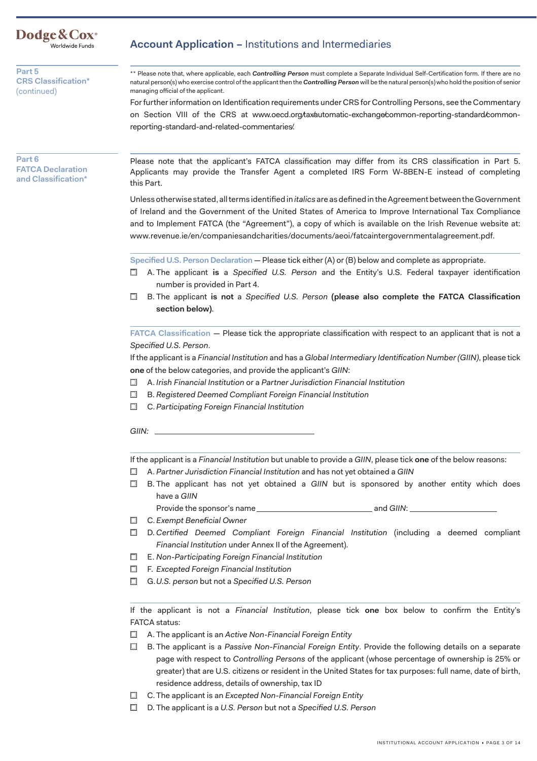## Part 5 CRS Classification* (continued)

** Please note that, where applicable, each ***Controlling Person*** must complete a Separate Individual Self-Certification form. If there are no natural person(s) who exercise control of the applicant then the ***Controlling Person*** will be the natural person(s) who hold the position of senior managing official of the applicant.

For further information on Identification requirements under CRS for Controlling Persons, see the Commentary on Section VIII of the CRS at www.oecd.org/tax/automatic-exchange/common-reporting-standard/common-reporting-standard-and-related-commentaries/.

## Part 6 FATCA Declaration and Classification*

Please note that the applicant's FATCA classification may differ from its CRS classification in Part 5. Applicants may provide the Transfer Agent a completed IRS Form W-8BEN-E instead of completing this Part.

Unless otherwise stated, all terms identified in *italics* are as defined in the Agreement between the Government of Ireland and the Government of the United States of America to Improve International Tax Compliance and to Implement FATCA (the "Agreement"), a copy of which is available on the Irish Revenue website at: www.revenue.ie/en/companiesandcharities/documents/aeoi/fatcaintergovernmentalagreement.pdf.

**Specified U.S. Person Declaration** — Please tick either (A) or (B) below and complete as appropriate.

- ☐ A. The applicant **is** a *Specified U.S. Person* and the Entity's U.S. Federal taxpayer identification number is provided in Part 4.
- ☐ B. The applicant **is not** a *Specified U.S. Person* **(please also complete the FATCA Classification section below)**.

**FATCA Classification** — Please tick the appropriate classification with respect to an applicant that is not a *Specified U.S. Person*.

If the applicant is a *Financial Institution* and has a *Global Intermediary Identification Number (GIIN)*, please tick **one** of the below categories, and provide the applicant's *GIIN*:

- ☐ A. *Irish Financial Institution* or a *Partner Jurisdiction Financial Institution*
- ☐ B. *Registered Deemed Compliant Foreign Financial Institution*
- ☐ C. *Participating Foreign Financial Institution*

*GIIN:* ______________________________

If the applicant is a *Financial Institution* but unable to provide a *GIIN*, please tick **one** of the below reasons:

- ☐ A. *Partner Jurisdiction Financial Institution* and has not yet obtained a *GIIN*
- ☐ B. The applicant has not yet obtained a *GIIN* but is sponsored by another entity which does have a *GIIN*
  Provide the sponsor's name ______________________ and *GIIN*: ______________
- ☐ C. *Exempt Beneficial Owner*
- ☐ D. *Certified Deemed Compliant Foreign Financial Institution* (including a deemed compliant *Financial Institution* under Annex II of the Agreement).
- ☐ E. *Non-Participating Foreign Financial Institution*
- ☐ F. *Excepted Foreign Financial Institution*
- ☐ G. *U.S. person* but not a *Specified U.S. Person*

If the applicant is not a *Financial Institution*, please tick **one** box below to confirm the Entity's FATCA status:

- ☐ A. The applicant is an *Active Non-Financial Foreign Entity*
- ☐ B. The applicant is a *Passive Non-Financial Foreign Entity*. Provide the following details on a separate page with respect to *Controlling Persons* of the applicant (whose percentage of ownership is 25% or greater) that are U.S. citizens or resident in the United States for tax purposes: full name, date of birth, residence address, details of ownership, tax ID
- ☐ C. The applicant is an *Excepted Non-Financial Foreign Entity*
- ☐ D. The applicant is a *U.S. Person* but not a *Specified U.S. Person*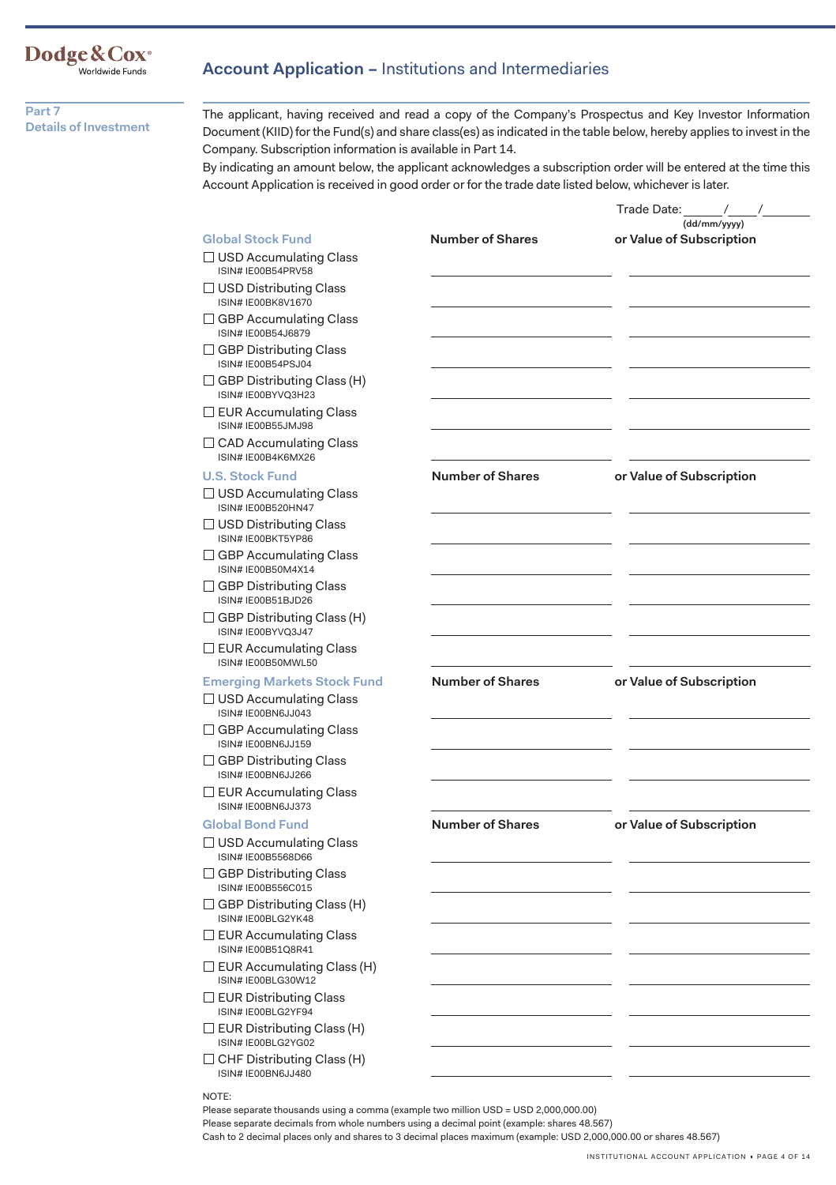Dodge & Cox® Worldwide Funds

# Account Application – Institutions and Intermediaries

## Part 7 Details of Investment

The applicant, having received and read a copy of the Company's Prospectus and Key Investor Information Document (KIID) for the Fund(s) and share class(es) as indicated in the table below, hereby applies to invest in the Company. Subscription information is available in Part 14.

By indicating an amount below, the applicant acknowledges a subscription order will be entered at the time this Account Application is received in good order or for the trade date listed below, whichever is later.

Trade Date: ______/____/_______ (dd/mm/yyyy)

| Global Stock Fund | Number of Shares | or Value of Subscription |
|---|---|---|
| ☐ USD Accumulating Class ISIN# IE00B54PRV58 | | |
| ☐ USD Distributing Class ISIN# IE00BK8V1670 | | |
| ☐ GBP Accumulating Class ISIN# IE00B54J6879 | | |
| ☐ GBP Distributing Class ISIN# IE00B54PSJ04 | | |
| ☐ GBP Distributing Class (H) ISIN# IE00BYVQ3H23 | | |
| ☐ EUR Accumulating Class ISIN# IE00B55JMJ98 | | |
| ☐ CAD Accumulating Class ISIN# IE00B4K6MX26 | | |

| U.S. Stock Fund | Number of Shares | or Value of Subscription |
|---|---|---|
| ☐ USD Accumulating Class ISIN# IE00B520HN47 | | |
| ☐ USD Distributing Class ISIN# IE00BKT5YP86 | | |
| ☐ GBP Accumulating Class ISIN# IE00B50M4X14 | | |
| ☐ GBP Distributing Class ISIN# IE00B51BJD26 | | |
| ☐ GBP Distributing Class (H) ISIN# IE00BYVQ3J47 | | |
| ☐ EUR Accumulating Class ISIN# IE00B50MWL50 | | |

| Emerging Markets Stock Fund | Number of Shares | or Value of Subscription |
|---|---|---|
| ☐ USD Accumulating Class ISIN# IE00BN6JJ043 | | |
| ☐ GBP Accumulating Class ISIN# IE00BN6JJ159 | | |
| ☐ GBP Distributing Class ISIN# IE00BN6JJ266 | | |
| ☐ EUR Accumulating Class ISIN# IE00BN6JJ373 | | |

| Global Bond Fund | Number of Shares | or Value of Subscription |
|---|---|---|
| ☐ USD Accumulating Class ISIN# IE00B5568D66 | | |
| ☐ GBP Distributing Class ISIN# IE00B556C015 | | |
| ☐ GBP Distributing Class (H) ISIN# IE00BLG2YK48 | | |
| ☐ EUR Accumulating Class ISIN# IE00B51Q8R41 | | |
| ☐ EUR Accumulating Class (H) ISIN# IE00BLG30W12 | | |
| ☐ EUR Distributing Class ISIN# IE00BLG2YF94 | | |
| ☐ EUR Distributing Class (H) ISIN# IE00BLG2YG02 | | |
| ☐ CHF Distributing Class (H) ISIN# IE00BN6JJ480 | | |

NOTE:
Please separate thousands using a comma (example two million USD = USD 2,000,000.00)
Please separate decimals from whole numbers using a decimal point (example: shares 48.567)
Cash to 2 decimal places only and shares to 3 decimal places maximum (example: USD 2,000,000.00 or shares 48.567)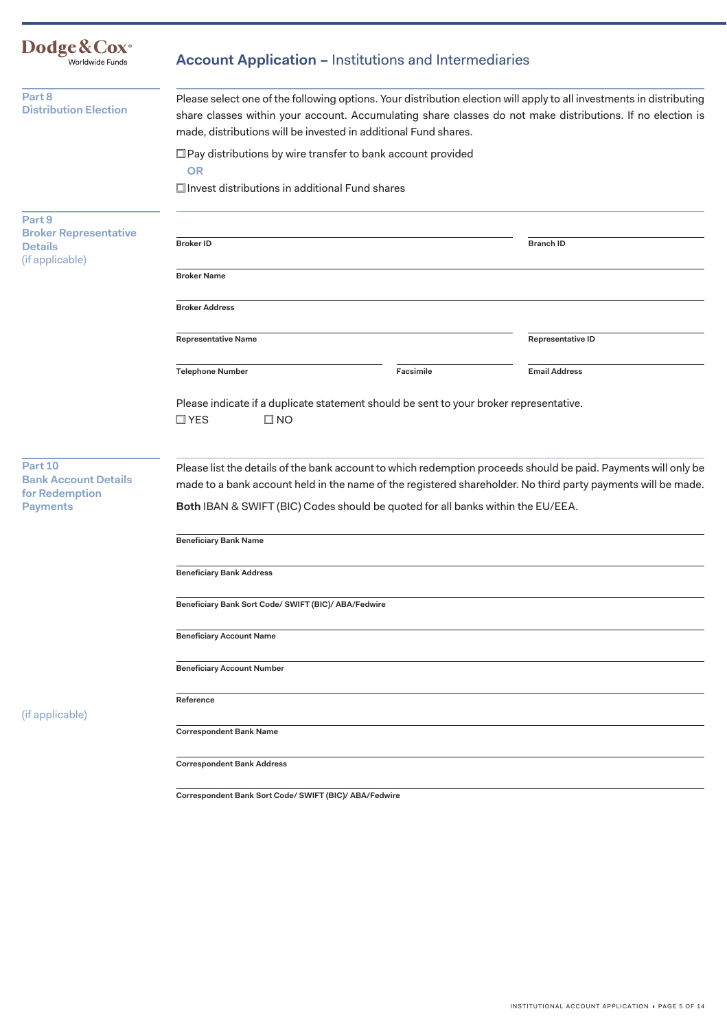# Account Application – Institutions and Intermediaries

## Part 8 Distribution Election

Please select one of the following options. Your distribution election will apply to all investments in distributing share classes within your account. Accumulating share classes do not make distributions. If no election is made, distributions will be invested in additional Fund shares.

☐ Pay distributions by wire transfer to bank account provided

OR

☐ Invest distributions in additional Fund shares

## Part 9 Broker Representative Details (if applicable)

Broker ID

Branch ID

Broker Name

Broker Address

Representative Name

Representative ID

Telephone Number

Facsimile

Email Address

Please indicate if a duplicate statement should be sent to your broker representative.

☐ YES ☐ NO

## Part 10 Bank Account Details for Redemption Payments

Please list the details of the bank account to which redemption proceeds should be paid. Payments will only be made to a bank account held in the name of the registered shareholder. No third party payments will be made.

**Both** IBAN & SWIFT (BIC) Codes should be quoted for all banks within the EU/EEA.

Beneficiary Bank Name

Beneficiary Bank Address

Beneficiary Bank Sort Code/ SWIFT (BIC)/ ABA/Fedwire

Beneficiary Account Name

Beneficiary Account Number

Reference

(if applicable)

Correspondent Bank Name

Correspondent Bank Address

Correspondent Bank Sort Code/ SWIFT (BIC)/ ABA/Fedwire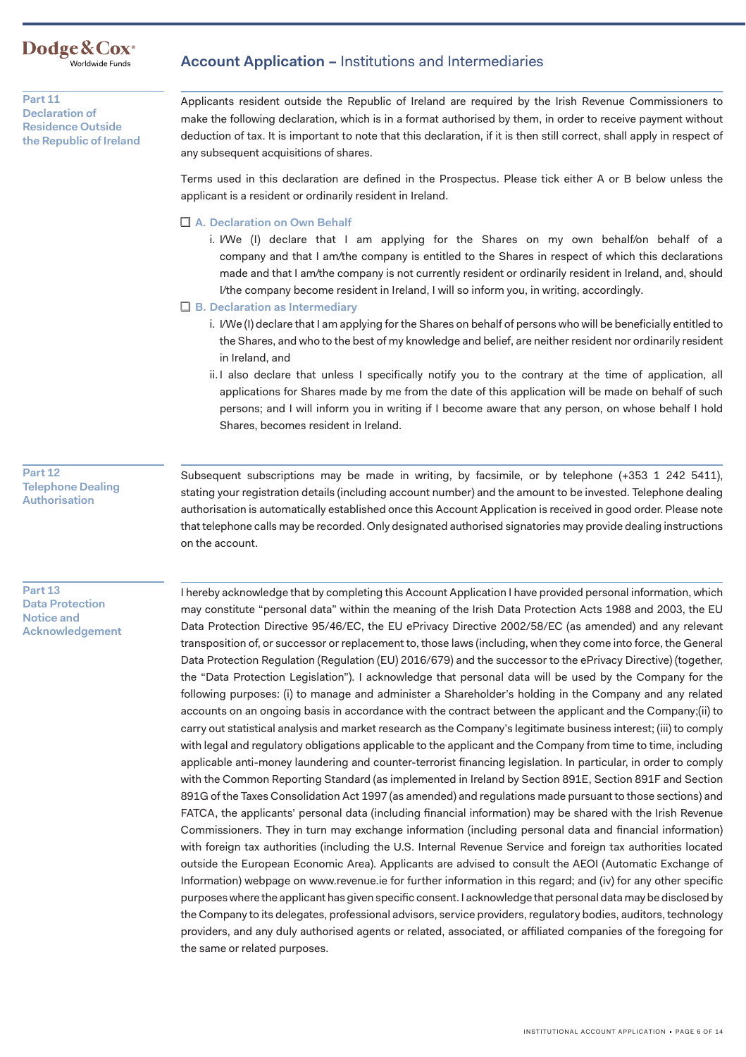## Part 11 Declaration of Residence Outside the Republic of Ireland

Applicants resident outside the Republic of Ireland are required by the Irish Revenue Commissioners to make the following declaration, which is in a format authorised by them, in order to receive payment without deduction of tax. It is important to note that this declaration, if it is then still correct, shall apply in respect of any subsequent acquisitions of shares.

Terms used in this declaration are defined in the Prospectus. Please tick either A or B below unless the applicant is a resident or ordinarily resident in Ireland.

☐ **A. Declaration on Own Behalf**

i. I/We (I) declare that I am applying for the Shares on my own behalf/on behalf of a company and that I am/the company is entitled to the Shares in respect of which this declarations made and that I am/the company is not currently resident or ordinarily resident in Ireland, and, should I/the company become resident in Ireland, I will so inform you, in writing, accordingly.

☐ **B. Declaration as Intermediary**

i. I/We (I) declare that I am applying for the Shares on behalf of persons who will be beneficially entitled to the Shares, and who to the best of my knowledge and belief, are neither resident nor ordinarily resident in Ireland, and

ii. I also declare that unless I specifically notify you to the contrary at the time of application, all applications for Shares made by me from the date of this application will be made on behalf of such persons; and I will inform you in writing if I become aware that any person, on whose behalf I hold Shares, becomes resident in Ireland.

## Part 12 Telephone Dealing Authorisation

Subsequent subscriptions may be made in writing, by facsimile, or by telephone (+353 1 242 5411), stating your registration details (including account number) and the amount to be invested. Telephone dealing authorisation is automatically established once this Account Application is received in good order. Please note that telephone calls may be recorded. Only designated authorised signatories may provide dealing instructions on the account.

## Part 13 Data Protection Notice and Acknowledgement

I hereby acknowledge that by completing this Account Application I have provided personal information, which may constitute "personal data" within the meaning of the Irish Data Protection Acts 1988 and 2003, the EU Data Protection Directive 95/46/EC, the EU ePrivacy Directive 2002/58/EC (as amended) and any relevant transposition of, or successor or replacement to, those laws (including, when they come into force, the General Data Protection Regulation (Regulation (EU) 2016/679) and the successor to the ePrivacy Directive) (together, the "Data Protection Legislation"). I acknowledge that personal data will be used by the Company for the following purposes: (i) to manage and administer a Shareholder's holding in the Company and any related accounts on an ongoing basis in accordance with the contract between the applicant and the Company;(ii) to carry out statistical analysis and market research as the Company's legitimate business interest; (iii) to comply with legal and regulatory obligations applicable to the applicant and the Company from time to time, including applicable anti-money laundering and counter-terrorist financing legislation. In particular, in order to comply with the Common Reporting Standard (as implemented in Ireland by Section 891E, Section 891F and Section 891G of the Taxes Consolidation Act 1997 (as amended) and regulations made pursuant to those sections) and FATCA, the applicants' personal data (including financial information) may be shared with the Irish Revenue Commissioners. They in turn may exchange information (including personal data and financial information) with foreign tax authorities (including the U.S. Internal Revenue Service and foreign tax authorities located outside the European Economic Area). Applicants are advised to consult the AEOI (Automatic Exchange of Information) webpage on www.revenue.ie for further information in this regard; and (iv) for any other specific purposes where the applicant has given specific consent. I acknowledge that personal data may be disclosed by the Company to its delegates, professional advisors, service providers, regulatory bodies, auditors, technology providers, and any duly authorised agents or related, associated, or affiliated companies of the foregoing for the same or related purposes.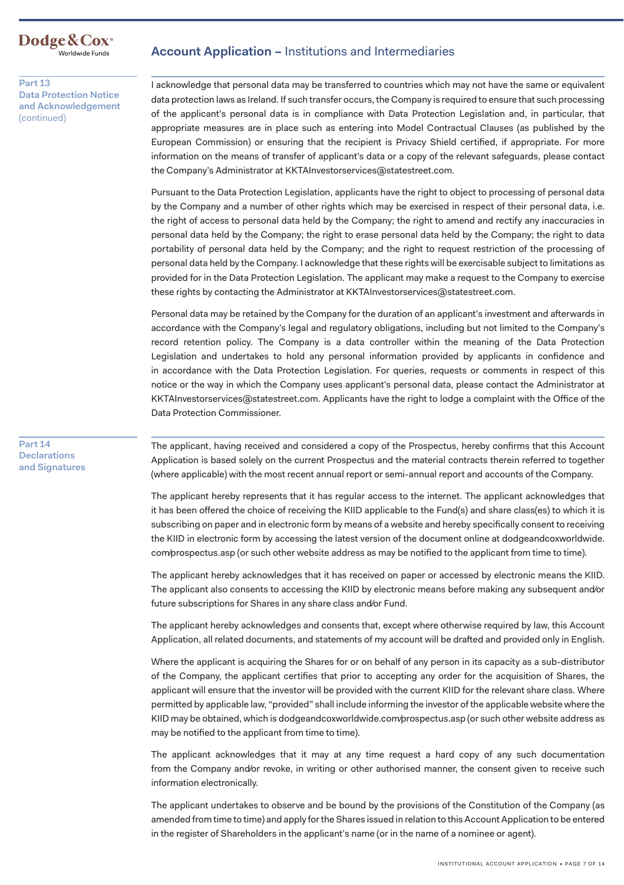## Part 13 Data Protection Notice and Acknowledgement (continued)

I acknowledge that personal data may be transferred to countries which may not have the same or equivalent data protection laws as Ireland. If such transfer occurs, the Company is required to ensure that such processing of the applicant's personal data is in compliance with Data Protection Legislation and, in particular, that appropriate measures are in place such as entering into Model Contractual Clauses (as published by the European Commission) or ensuring that the recipient is Privacy Shield certified, if appropriate. For more information on the means of transfer of applicant's data or a copy of the relevant safeguards, please contact the Company's Administrator at KKTAInvestorservices@statestreet.com.

Pursuant to the Data Protection Legislation, applicants have the right to object to processing of personal data by the Company and a number of other rights which may be exercised in respect of their personal data, i.e. the right of access to personal data held by the Company; the right to amend and rectify any inaccuracies in personal data held by the Company; the right to erase personal data held by the Company; the right to data portability of personal data held by the Company; and the right to request restriction of the processing of personal data held by the Company. I acknowledge that these rights will be exercisable subject to limitations as provided for in the Data Protection Legislation. The applicant may make a request to the Company to exercise these rights by contacting the Administrator at KKTAInvestorservices@statestreet.com.

Personal data may be retained by the Company for the duration of an applicant's investment and afterwards in accordance with the Company's legal and regulatory obligations, including but not limited to the Company's record retention policy. The Company is a data controller within the meaning of the Data Protection Legislation and undertakes to hold any personal information provided by applicants in confidence and in accordance with the Data Protection Legislation. For queries, requests or comments in respect of this notice or the way in which the Company uses applicant's personal data, please contact the Administrator at KKTAInvestorservices@statestreet.com. Applicants have the right to lodge a complaint with the Office of the Data Protection Commissioner.

## Part 14 Declarations and Signatures

The applicant, having received and considered a copy of the Prospectus, hereby confirms that this Account Application is based solely on the current Prospectus and the material contracts therein referred to together (where applicable) with the most recent annual report or semi-annual report and accounts of the Company.

The applicant hereby represents that it has regular access to the internet. The applicant acknowledges that it has been offered the choice of receiving the KIID applicable to the Fund(s) and share class(es) to which it is subscribing on paper and in electronic form by means of a website and hereby specifically consent to receiving the KIID in electronic form by accessing the latest version of the document online at dodgeandcoxworldwide.com/prospectus.asp (or such other website address as may be notified to the applicant from time to time).

The applicant hereby acknowledges that it has received on paper or accessed by electronic means the KIID. The applicant also consents to accessing the KIID by electronic means before making any subsequent and/or future subscriptions for Shares in any share class and/or Fund.

The applicant hereby acknowledges and consents that, except where otherwise required by law, this Account Application, all related documents, and statements of my account will be drafted and provided only in English.

Where the applicant is acquiring the Shares for or on behalf of any person in its capacity as a sub-distributor of the Company, the applicant certifies that prior to accepting any order for the acquisition of Shares, the applicant will ensure that the investor will be provided with the current KIID for the relevant share class. Where permitted by applicable law, "provided" shall include informing the investor of the applicable website where the KIID may be obtained, which is dodgeandcoxworldwide.com/prospectus.asp (or such other website address as may be notified to the applicant from time to time).

The applicant acknowledges that it may at any time request a hard copy of any such documentation from the Company and/or revoke, in writing or other authorised manner, the consent given to receive such information electronically.

The applicant undertakes to observe and be bound by the provisions of the Constitution of the Company (as amended from time to time) and apply for the Shares issued in relation to this Account Application to be entered in the register of Shareholders in the applicant's name (or in the name of a nominee or agent).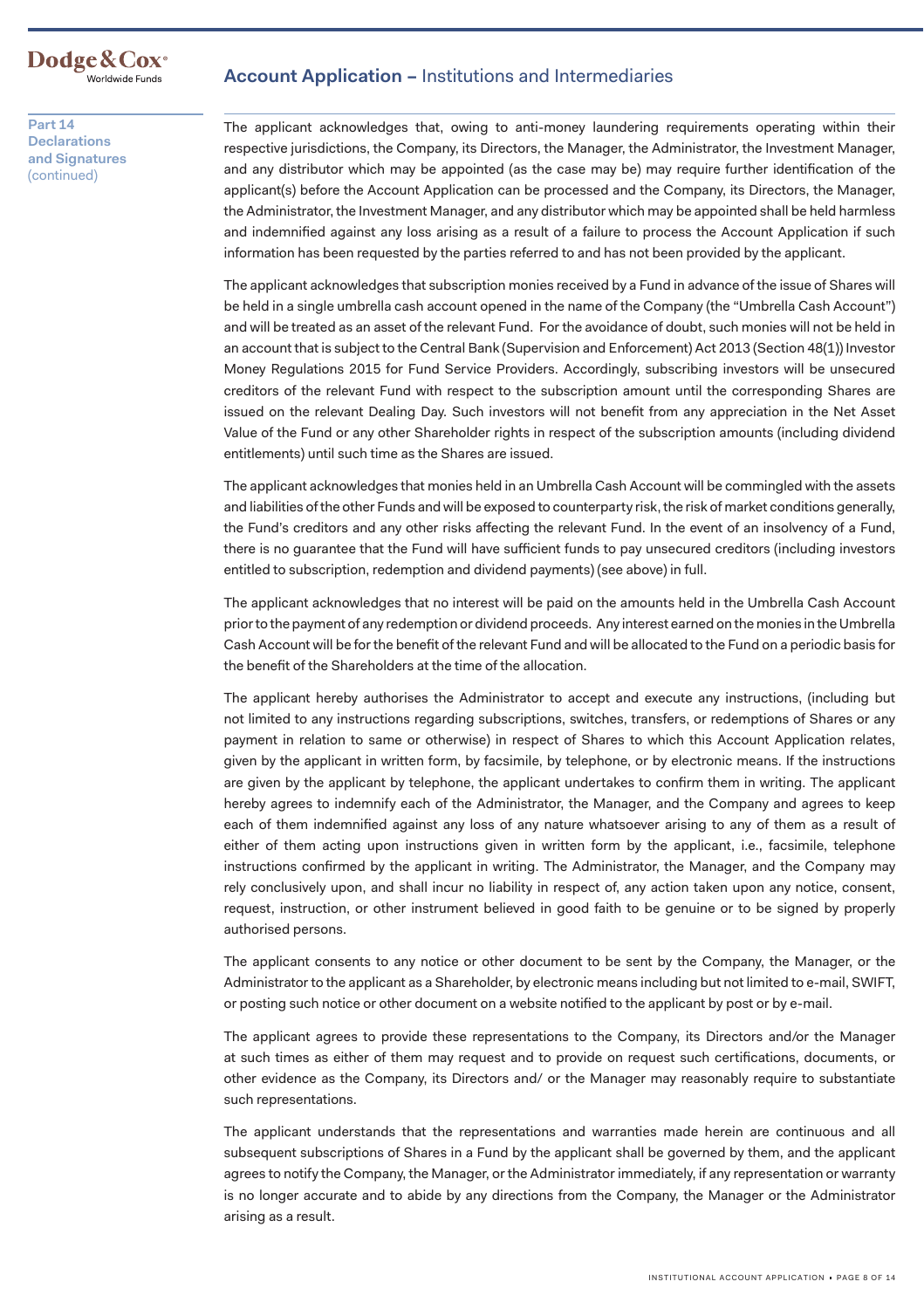## Part 14 Declarations and Signatures (continued)

The applicant acknowledges that, owing to anti-money laundering requirements operating within their respective jurisdictions, the Company, its Directors, the Manager, the Administrator, the Investment Manager, and any distributor which may be appointed (as the case may be) may require further identification of the applicant(s) before the Account Application can be processed and the Company, its Directors, the Manager, the Administrator, the Investment Manager, and any distributor which may be appointed shall be held harmless and indemnified against any loss arising as a result of a failure to process the Account Application if such information has been requested by the parties referred to and has not been provided by the applicant.

The applicant acknowledges that subscription monies received by a Fund in advance of the issue of Shares will be held in a single umbrella cash account opened in the name of the Company (the "Umbrella Cash Account") and will be treated as an asset of the relevant Fund. For the avoidance of doubt, such monies will not be held in an account that is subject to the Central Bank (Supervision and Enforcement) Act 2013 (Section 48(1)) Investor Money Regulations 2015 for Fund Service Providers. Accordingly, subscribing investors will be unsecured creditors of the relevant Fund with respect to the subscription amount until the corresponding Shares are issued on the relevant Dealing Day. Such investors will not benefit from any appreciation in the Net Asset Value of the Fund or any other Shareholder rights in respect of the subscription amounts (including dividend entitlements) until such time as the Shares are issued.

The applicant acknowledges that monies held in an Umbrella Cash Account will be commingled with the assets and liabilities of the other Funds and will be exposed to counterparty risk, the risk of market conditions generally, the Fund's creditors and any other risks affecting the relevant Fund. In the event of an insolvency of a Fund, there is no guarantee that the Fund will have sufficient funds to pay unsecured creditors (including investors entitled to subscription, redemption and dividend payments) (see above) in full.

The applicant acknowledges that no interest will be paid on the amounts held in the Umbrella Cash Account prior to the payment of any redemption or dividend proceeds. Any interest earned on the monies in the Umbrella Cash Account will be for the benefit of the relevant Fund and will be allocated to the Fund on a periodic basis for the benefit of the Shareholders at the time of the allocation.

The applicant hereby authorises the Administrator to accept and execute any instructions, (including but not limited to any instructions regarding subscriptions, switches, transfers, or redemptions of Shares or any payment in relation to same or otherwise) in respect of Shares to which this Account Application relates, given by the applicant in written form, by facsimile, by telephone, or by electronic means. If the instructions are given by the applicant by telephone, the applicant undertakes to confirm them in writing. The applicant hereby agrees to indemnify each of the Administrator, the Manager, and the Company and agrees to keep each of them indemnified against any loss of any nature whatsoever arising to any of them as a result of either of them acting upon instructions given in written form by the applicant, i.e., facsimile, telephone instructions confirmed by the applicant in writing. The Administrator, the Manager, and the Company may rely conclusively upon, and shall incur no liability in respect of, any action taken upon any notice, consent, request, instruction, or other instrument believed in good faith to be genuine or to be signed by properly authorised persons.

The applicant consents to any notice or other document to be sent by the Company, the Manager, or the Administrator to the applicant as a Shareholder, by electronic means including but not limited to e-mail, SWIFT, or posting such notice or other document on a website notified to the applicant by post or by e-mail.

The applicant agrees to provide these representations to the Company, its Directors and/or the Manager at such times as either of them may request and to provide on request such certifications, documents, or other evidence as the Company, its Directors and/ or the Manager may reasonably require to substantiate such representations.

The applicant understands that the representations and warranties made herein are continuous and all subsequent subscriptions of Shares in a Fund by the applicant shall be governed by them, and the applicant agrees to notify the Company, the Manager, or the Administrator immediately, if any representation or warranty is no longer accurate and to abide by any directions from the Company, the Manager or the Administrator arising as a result.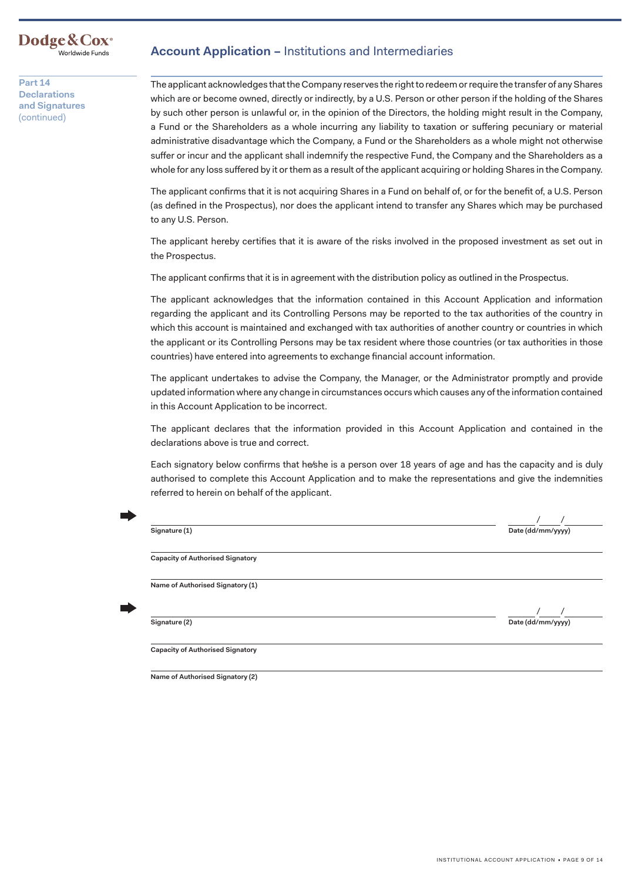## Account Application – Institutions and Intermediaries

**Part 14 Declarations and Signatures** (continued)

The applicant acknowledges that the Company reserves the right to redeem or require the transfer of any Shares which are or become owned, directly or indirectly, by a U.S. Person or other person if the holding of the Shares by such other person is unlawful or, in the opinion of the Directors, the holding might result in the Company, a Fund or the Shareholders as a whole incurring any liability to taxation or suffering pecuniary or material administrative disadvantage which the Company, a Fund or the Shareholders as a whole might not otherwise suffer or incur and the applicant shall indemnify the respective Fund, the Company and the Shareholders as a whole for any loss suffered by it or them as a result of the applicant acquiring or holding Shares in the Company.

The applicant confirms that it is not acquiring Shares in a Fund on behalf of, or for the benefit of, a U.S. Person (as defined in the Prospectus), nor does the applicant intend to transfer any Shares which may be purchased to any U.S. Person.

The applicant hereby certifies that it is aware of the risks involved in the proposed investment as set out in the Prospectus.

The applicant confirms that it is in agreement with the distribution policy as outlined in the Prospectus.

The applicant acknowledges that the information contained in this Account Application and information regarding the applicant and its Controlling Persons may be reported to the tax authorities of the country in which this account is maintained and exchanged with tax authorities of another country or countries in which the applicant or its Controlling Persons may be tax resident where those countries (or tax authorities in those countries) have entered into agreements to exchange financial account information.

The applicant undertakes to advise the Company, the Manager, or the Administrator promptly and provide updated information where any change in circumstances occurs which causes any of the information contained in this Account Application to be incorrect.

The applicant declares that the information provided in this Account Application and contained in the declarations above is true and correct.

Each signatory below confirms that he/she is a person over 18 years of age and has the capacity and is duly authorised to complete this Account Application and to make the representations and give the indemnities referred to herein on behalf of the applicant.

➡ ______________________________ ____/____/______

**Signature (1)** **Date (dd/mm/yyyy)**

______________________________

**Capacity of Authorised Signatory**

______________________________

**Name of Authorised Signatory (1)**

➡ ______________________________ ____/____/______

**Signature (2)** **Date (dd/mm/yyyy)**

______________________________

**Capacity of Authorised Signatory**

______________________________

**Name of Authorised Signatory (2)**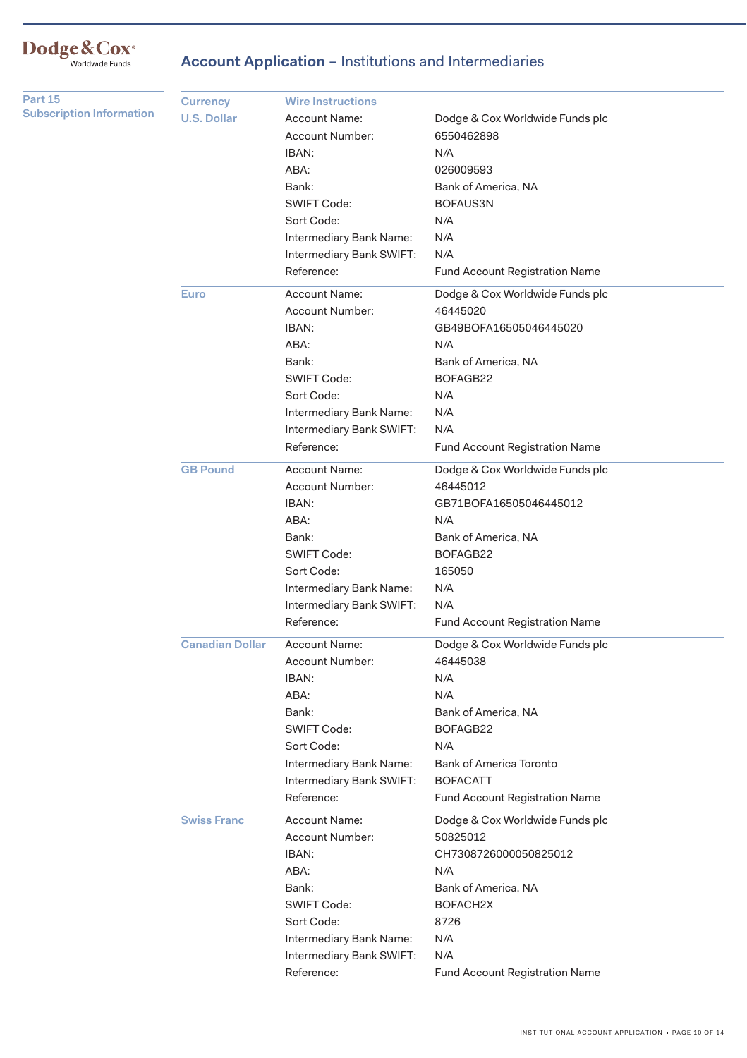## Account Application – Institutions and Intermediaries

### Part 15 Subscription Information

| Currency | Wire Instructions | |
|---|---|---|
| U.S. Dollar | Account Name: | Dodge & Cox Worldwide Funds plc |
| | Account Number: | 6550462898 |
| | IBAN: | N/A |
| | ABA: | 026009593 |
| | Bank: | Bank of America, NA |
| | SWIFT Code: | BOFAUS3N |
| | Sort Code: | N/A |
| | Intermediary Bank Name: | N/A |
| | Intermediary Bank SWIFT: | N/A |
| | Reference: | Fund Account Registration Name |
| Euro | Account Name: | Dodge & Cox Worldwide Funds plc |
| | Account Number: | 46445020 |
| | IBAN: | GB49BOFA16505046445020 |
| | ABA: | N/A |
| | Bank: | Bank of America, NA |
| | SWIFT Code: | BOFAGB22 |
| | Sort Code: | N/A |
| | Intermediary Bank Name: | N/A |
| | Intermediary Bank SWIFT: | N/A |
| | Reference: | Fund Account Registration Name |
| GB Pound | Account Name: | Dodge & Cox Worldwide Funds plc |
| | Account Number: | 46445012 |
| | IBAN: | GB71BOFA16505046445012 |
| | ABA: | N/A |
| | Bank: | Bank of America, NA |
| | SWIFT Code: | BOFAGB22 |
| | Sort Code: | 165050 |
| | Intermediary Bank Name: | N/A |
| | Intermediary Bank SWIFT: | N/A |
| | Reference: | Fund Account Registration Name |
| Canadian Dollar | Account Name: | Dodge & Cox Worldwide Funds plc |
| | Account Number: | 46445038 |
| | IBAN: | N/A |
| | ABA: | N/A |
| | Bank: | Bank of America, NA |
| | SWIFT Code: | BOFAGB22 |
| | Sort Code: | N/A |
| | Intermediary Bank Name: | Bank of America Toronto |
| | Intermediary Bank SWIFT: | BOFACATT |
| | Reference: | Fund Account Registration Name |
| Swiss Franc | Account Name: | Dodge & Cox Worldwide Funds plc |
| | Account Number: | 50825012 |
| | IBAN: | CH7308726000050825012 |
| | ABA: | N/A |
| | Bank: | Bank of America, NA |
| | SWIFT Code: | BOFACH2X |
| | Sort Code: | 8726 |
| | Intermediary Bank Name: | N/A |
| | Intermediary Bank SWIFT: | N/A |
| | Reference: | Fund Account Registration Name |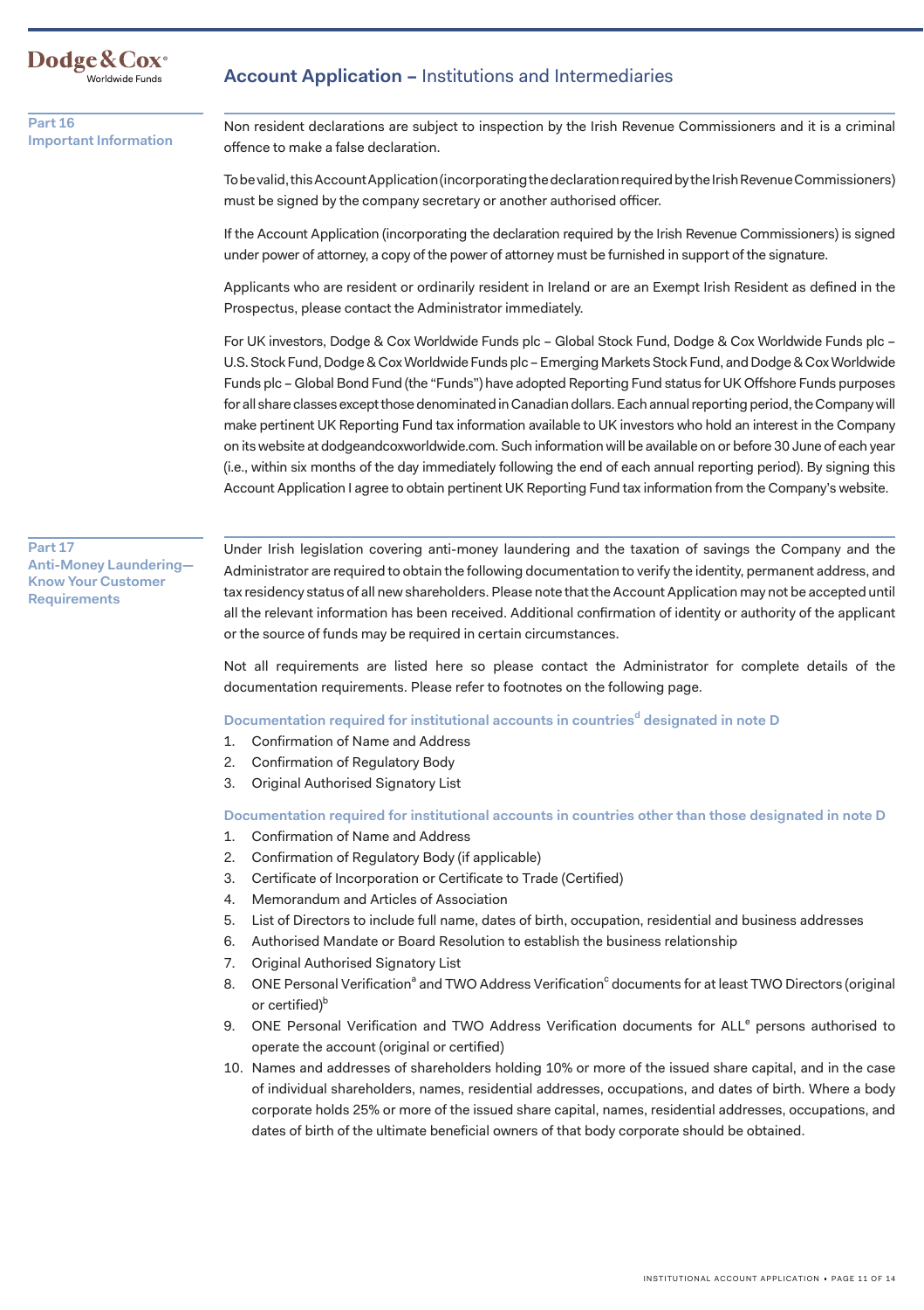## Part 16 Important Information

Non resident declarations are subject to inspection by the Irish Revenue Commissioners and it is a criminal offence to make a false declaration.

To be valid, this Account Application (incorporating the declaration required by the Irish Revenue Commissioners) must be signed by the company secretary or another authorised officer.

If the Account Application (incorporating the declaration required by the Irish Revenue Commissioners) is signed under power of attorney, a copy of the power of attorney must be furnished in support of the signature.

Applicants who are resident or ordinarily resident in Ireland or are an Exempt Irish Resident as defined in the Prospectus, please contact the Administrator immediately.

For UK investors, Dodge & Cox Worldwide Funds plc – Global Stock Fund, Dodge & Cox Worldwide Funds plc – U.S. Stock Fund, Dodge & Cox Worldwide Funds plc – Emerging Markets Stock Fund, and Dodge & Cox Worldwide Funds plc – Global Bond Fund (the "Funds") have adopted Reporting Fund status for UK Offshore Funds purposes for all share classes except those denominated in Canadian dollars. Each annual reporting period, the Company will make pertinent UK Reporting Fund tax information available to UK investors who hold an interest in the Company on its website at dodgeandcoxworldwide.com. Such information will be available on or before 30 June of each year (i.e., within six months of the day immediately following the end of each annual reporting period). By signing this Account Application I agree to obtain pertinent UK Reporting Fund tax information from the Company's website.

## Part 17 Anti-Money Laundering—Know Your Customer Requirements

Under Irish legislation covering anti-money laundering and the taxation of savings the Company and the Administrator are required to obtain the following documentation to verify the identity, permanent address, and tax residency status of all new shareholders. Please note that the Account Application may not be accepted until all the relevant information has been received. Additional confirmation of identity or authority of the applicant or the source of funds may be required in certain circumstances.

Not all requirements are listed here so please contact the Administrator for complete details of the documentation requirements. Please refer to footnotes on the following page.

**Documentation required for institutional accounts in countries[d] designated in note D**

1. Confirmation of Name and Address
2. Confirmation of Regulatory Body
3. Original Authorised Signatory List

**Documentation required for institutional accounts in countries other than those designated in note D**

1. Confirmation of Name and Address
2. Confirmation of Regulatory Body (if applicable)
3. Certificate of Incorporation or Certificate to Trade (Certified)
4. Memorandum and Articles of Association
5. List of Directors to include full name, dates of birth, occupation, residential and business addresses
6. Authorised Mandate or Board Resolution to establish the business relationship
7. Original Authorised Signatory List
8. ONE Personal Verification[a] and TWO Address Verification[c] documents for at least TWO Directors (original or certified)[b]
9. ONE Personal Verification and TWO Address Verification documents for ALL[e] persons authorised to operate the account (original or certified)
10. Names and addresses of shareholders holding 10% or more of the issued share capital, and in the case of individual shareholders, names, residential addresses, occupations, and dates of birth. Where a body corporate holds 25% or more of the issued share capital, names, residential addresses, occupations, and dates of birth of the ultimate beneficial owners of that body corporate should be obtained.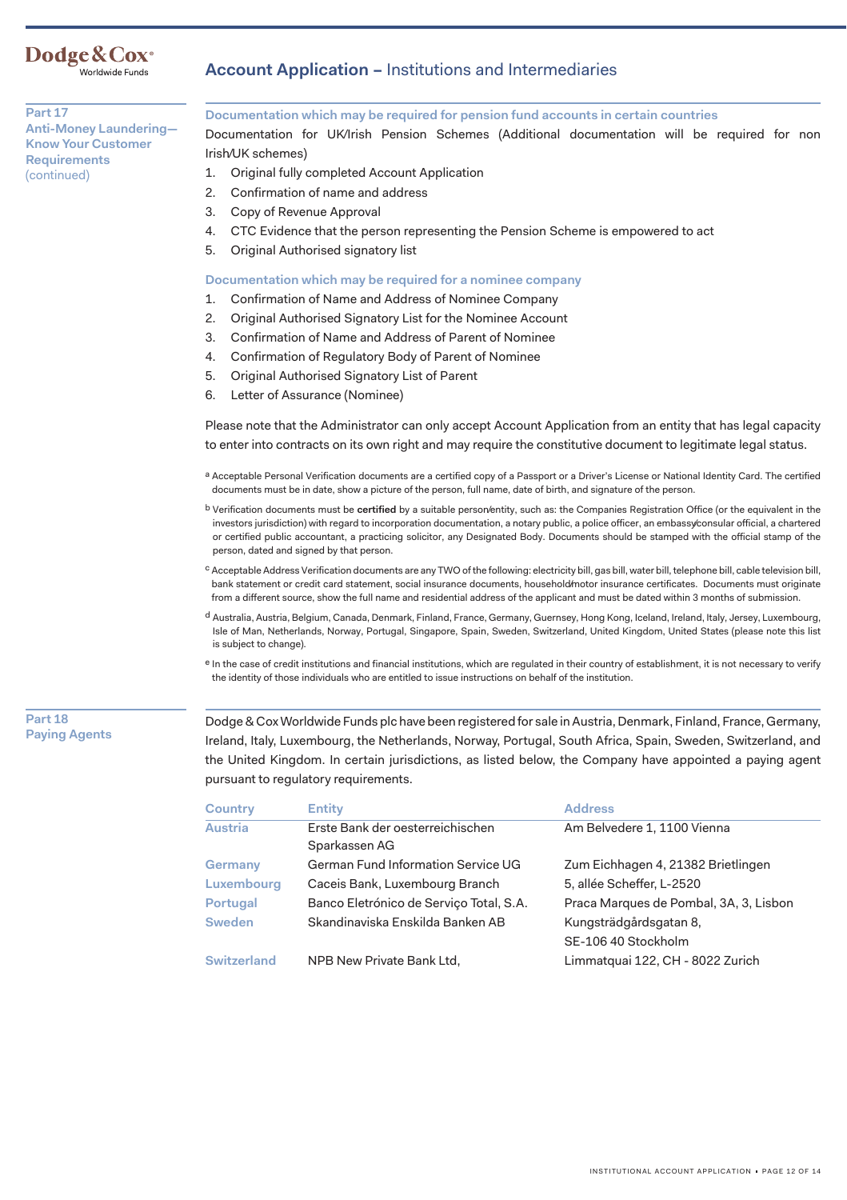## Part 17
## Anti-Money Laundering—Know Your Customer Requirements (continued)

### Documentation which may be required for pension fund accounts in certain countries

Documentation for UK/Irish Pension Schemes (Additional documentation will be required for non Irish/UK schemes)

1. Original fully completed Account Application
2. Confirmation of name and address
3. Copy of Revenue Approval
4. CTC Evidence that the person representing the Pension Scheme is empowered to act
5. Original Authorised signatory list

### Documentation which may be required for a nominee company

1. Confirmation of Name and Address of Nominee Company
2. Original Authorised Signatory List for the Nominee Account
3. Confirmation of Name and Address of Parent of Nominee
4. Confirmation of Regulatory Body of Parent of Nominee
5. Original Authorised Signatory List of Parent
6. Letter of Assurance (Nominee)

Please note that the Administrator can only accept Account Application from an entity that has legal capacity to enter into contracts on its own right and may require the constitutive document to legitimate legal status.

[a] Acceptable Personal Verification documents are a certified copy of a Passport or a Driver's License or National Identity Card. The certified documents must be in date, show a picture of the person, full name, date of birth, and signature of the person.

[b] Verification documents must be **certified** by a suitable person/entity, such as: the Companies Registration Office (or the equivalent in the investors jurisdiction) with regard to incorporation documentation, a notary public, a police officer, an embassy/consular official, a chartered or certified public accountant, a practicing solicitor, any Designated Body. Documents should be stamped with the official stamp of the person, dated and signed by that person.

[c] Acceptable Address Verification documents are any TWO of the following: electricity bill, gas bill, water bill, telephone bill, cable television bill, bank statement or credit card statement, social insurance documents, household/motor insurance certificates. Documents must originate from a different source, show the full name and residential address of the applicant and must be dated within 3 months of submission.

[d] Australia, Austria, Belgium, Canada, Denmark, Finland, France, Germany, Guernsey, Hong Kong, Iceland, Ireland, Italy, Jersey, Luxembourg, Isle of Man, Netherlands, Norway, Portugal, Singapore, Spain, Sweden, Switzerland, United Kingdom, United States (please note this list is subject to change).

[e] In the case of credit institutions and financial institutions, which are regulated in their country of establishment, it is not necessary to verify the identity of those individuals who are entitled to issue instructions on behalf of the institution.

## Part 18
## Paying Agents

Dodge & Cox Worldwide Funds plc have been registered for sale in Austria, Denmark, Finland, France, Germany, Ireland, Italy, Luxembourg, the Netherlands, Norway, Portugal, South Africa, Spain, Sweden, Switzerland, and the United Kingdom. In certain jurisdictions, as listed below, the Company have appointed a paying agent pursuant to regulatory requirements.

| Country | Entity | Address |
|---|---|---|
| Austria | Erste Bank der oesterreichischen Sparkassen AG | Am Belvedere 1, 1100 Vienna |
| Germany | German Fund Information Service UG | Zum Eichhagen 4, 21382 Brietlingen |
| Luxembourg | Caceis Bank, Luxembourg Branch | 5, allée Scheffer, L-2520 |
| Portugal | Banco Eletrónico de Serviço Total, S.A. | Praca Marques de Pombal, 3A, 3, Lisbon |
| Sweden | Skandinaviska Enskilda Banken AB | Kungsträdgårdsgatan 8, SE-106 40 Stockholm |
| Switzerland | NPB New Private Bank Ltd, | Limmatquai 122, CH - 8022 Zurich |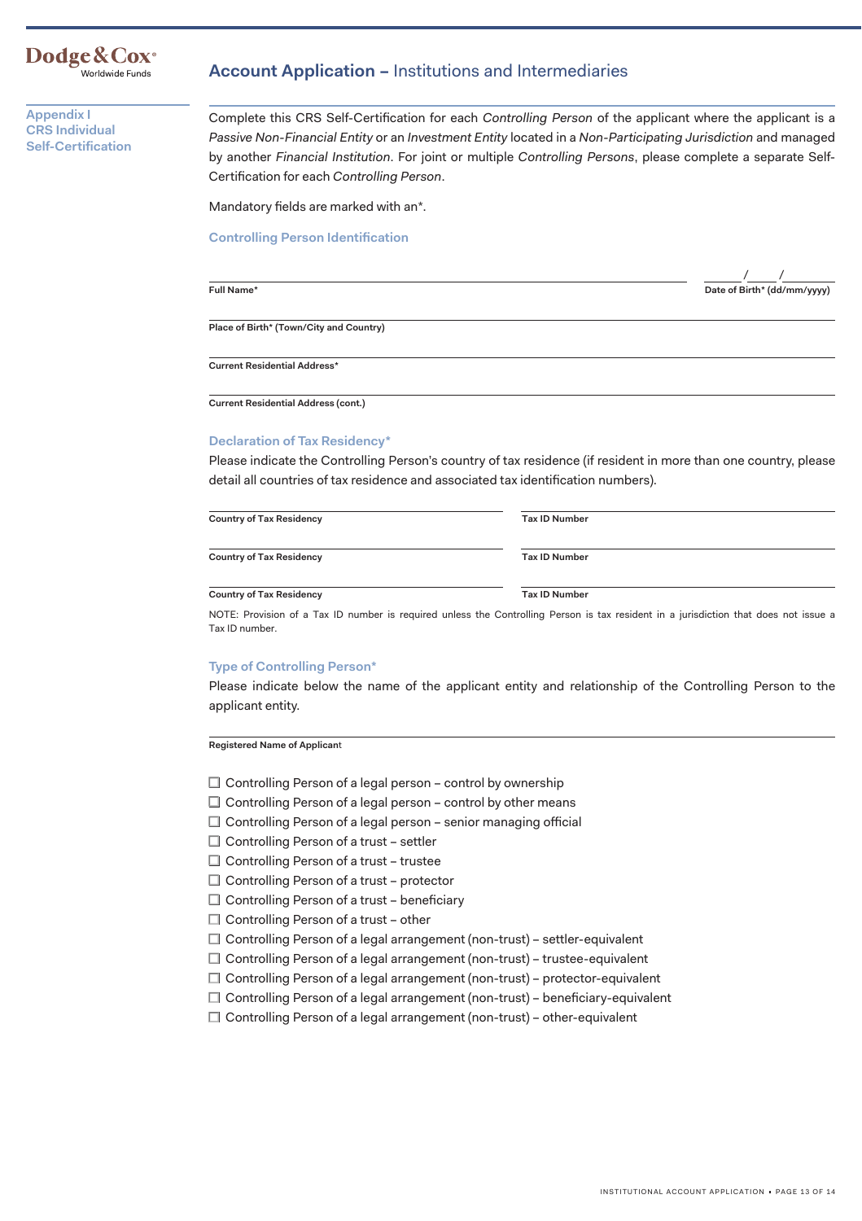Dodge & Cox® Worldwide Funds

# Account Application – Institutions and Intermediaries

**Appendix I**
**CRS Individual Self-Certification**

Complete this CRS Self-Certification for each *Controlling Person* of the applicant where the applicant is a *Passive Non-Financial Entity* or an *Investment Entity* located in a *Non-Participating Jurisdiction* and managed by another *Financial Institution*. For joint or multiple *Controlling Persons*, please complete a separate Self-Certification for each *Controlling Person*.

Mandatory fields are marked with an*.

## Controlling Person Identification

______________________________
**Full Name***

_____ / _____ / _________
**Date of Birth* (dd/mm/yyyy)**

______________________________
**Place of Birth* (Town/City and Country)**

______________________________
**Current Residential Address***

______________________________
**Current Residential Address (cont.)**

## Declaration of Tax Residency*

Please indicate the Controlling Person's country of tax residence (if resident in more than one country, please detail all countries of tax residence and associated tax identification numbers).

| Country of Tax Residency | Tax ID Number |
|---|---|
| | |
| | |
| | |

NOTE: Provision of a Tax ID number is required unless the Controlling Person is tax resident in a jurisdiction that does not issue a Tax ID number.

## Type of Controlling Person*

Please indicate below the name of the applicant entity and relationship of the Controlling Person to the applicant entity.

______________________________
**Registered Name of Applicant**

- ☐ Controlling Person of a legal person – control by ownership
- ☐ Controlling Person of a legal person – control by other means
- ☐ Controlling Person of a legal person – senior managing official
- ☐ Controlling Person of a trust – settler
- ☐ Controlling Person of a trust – trustee
- ☐ Controlling Person of a trust – protector
- ☐ Controlling Person of a trust – beneficiary
- ☐ Controlling Person of a trust – other
- ☐ Controlling Person of a legal arrangement (non-trust) – settler-equivalent
- ☐ Controlling Person of a legal arrangement (non-trust) – trustee-equivalent
- ☐ Controlling Person of a legal arrangement (non-trust) – protector-equivalent
- ☐ Controlling Person of a legal arrangement (non-trust) – beneficiary-equivalent
- ☐ Controlling Person of a legal arrangement (non-trust) – other-equivalent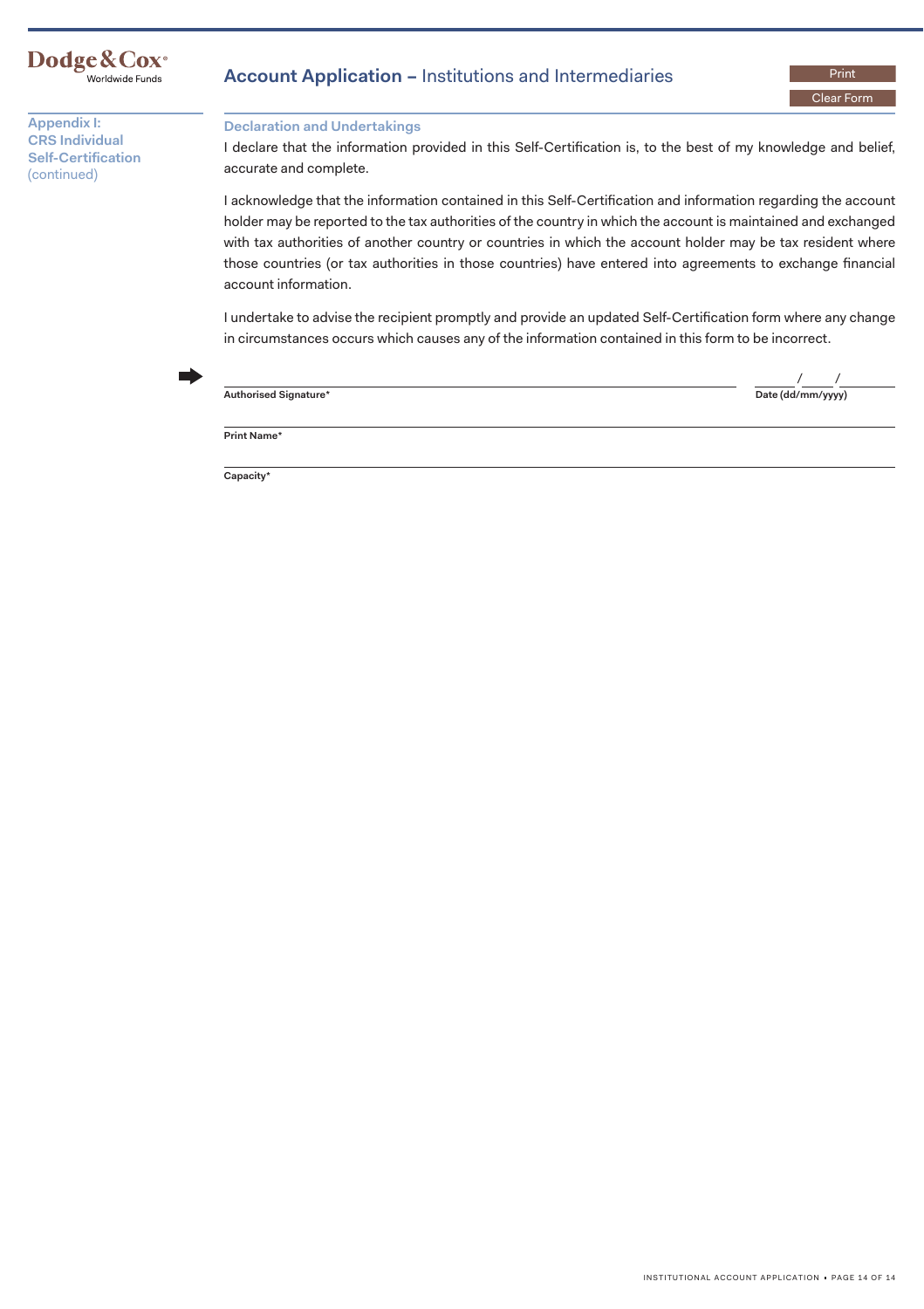Dodge & Cox Worldwide Funds

# Account Application – Institutions and Intermediaries

**Appendix I: CRS Individual Self-Certification** (continued)

## Declaration and Undertakings

I declare that the information provided in this Self-Certification is, to the best of my knowledge and belief, accurate and complete.

I acknowledge that the information contained in this Self-Certification and information regarding the account holder may be reported to the tax authorities of the country in which the account is maintained and exchanged with tax authorities of another country or countries in which the account holder may be tax resident where those countries (or tax authorities in those countries) have entered into agreements to exchange financial account information.

I undertake to advise the recipient promptly and provide an updated Self-Certification form where any change in circumstances occurs which causes any of the information contained in this form to be incorrect.

______________________________ ____/____/______
**Authorised Signature*** **Date (dd/mm/yyyy)**

______________________________
**Print Name***

______________________________
**Capacity***